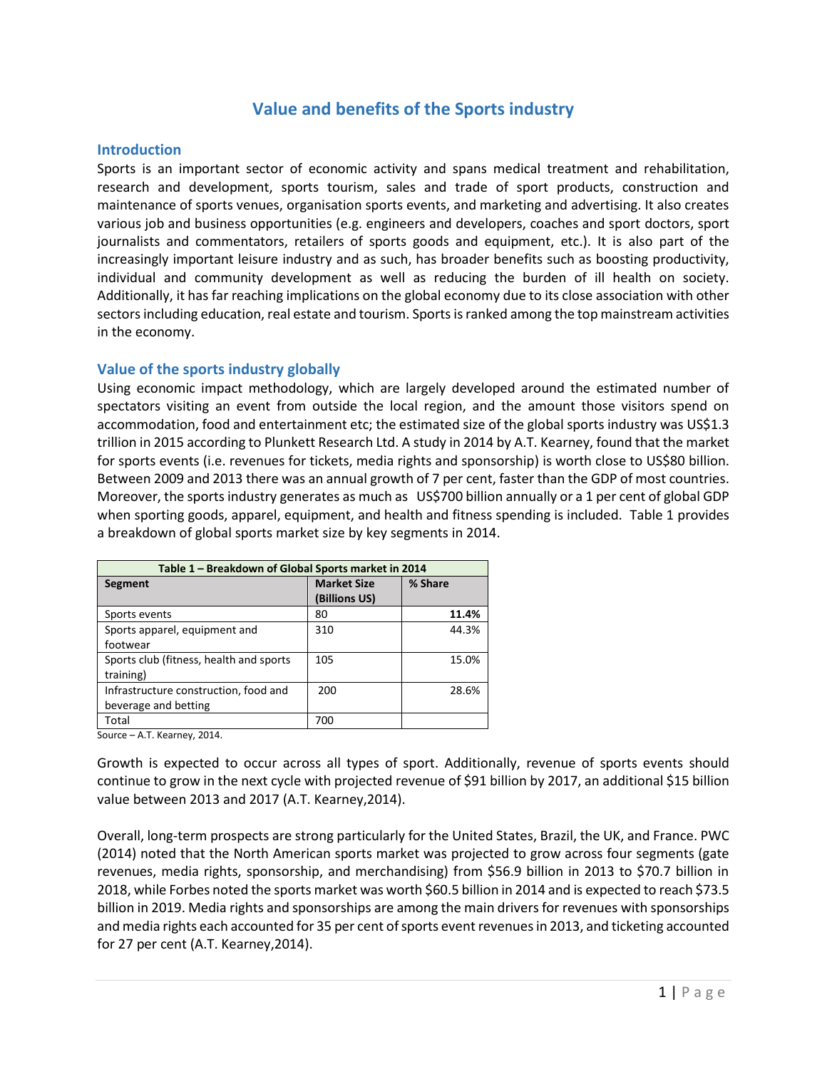# Value and benefits of the Sports industry

## Introduction

Sports is an important sector of economic activity and spans medical treatment and rehabilitation, research and development, sports tourism, sales and trade of sport products, construction and maintenance of sports venues, organisation sports events, and marketing and advertising. It also creates various job and business opportunities (e.g. engineers and developers, coaches and sport doctors, sport journalists and commentators, retailers of sports goods and equipment, etc.). It is also part of the increasingly important leisure industry and as such, has broader benefits such as boosting productivity, individual and community development as well as reducing the burden of ill health on society. Additionally, it has far reaching implications on the global economy due to its close association with other sectors including education, real estate and tourism. Sports is ranked among the top mainstream activities in the economy.

## Value of the sports industry globally

Using economic impact methodology, which are largely developed around the estimated number of spectators visiting an event from outside the local region, and the amount those visitors spend on accommodation, food and entertainment etc; the estimated size of the global sports industry was US$1.3 trillion in 2015 according to Plunkett Research Ltd. A study in 2014 by A.T. Kearney, found that the market for sports events (i.e. revenues for tickets, media rights and sponsorship) is worth close to US$80 billion. Between 2009 and 2013 there was an annual growth of 7 per cent, faster than the GDP of most countries. Moreover, the sports industry generates as much as US$700 billion annually or a 1 per cent of global GDP when sporting goods, apparel, equipment, and health and fitness spending is included. Table 1 provides a breakdown of global sports market size by key segments in 2014.

| Table 1 – Breakdown of Global Sports market in 2014 | | |
|---|---|---|
| **Segment** | **Market Size (Billions US)** | **% Share** |
| Sports events | 80 | **11.4%** |
| Sports apparel, equipment and footwear | 310 | 44.3% |
| Sports club (fitness, health and sports training) | 105 | 15.0% |
| Infrastructure construction, food and beverage and betting | 200 | 28.6% |
| Total | 700 | |

Source – A.T. Kearney, 2014.

Growth is expected to occur across all types of sport. Additionally, revenue of sports events should continue to grow in the next cycle with projected revenue of $91 billion by 2017, an additional $15 billion value between 2013 and 2017 (A.T. Kearney,2014).

Overall, long-term prospects are strong particularly for the United States, Brazil, the UK, and France. PWC (2014) noted that the North American sports market was projected to grow across four segments (gate revenues, media rights, sponsorship, and merchandising) from $56.9 billion in 2013 to $70.7 billion in 2018, while Forbes noted the sports market was worth $60.5 billion in 2014 and is expected to reach $73.5 billion in 2019. Media rights and sponsorships are among the main drivers for revenues with sponsorships and media rights each accounted for 35 per cent of sports event revenues in 2013, and ticketing accounted for 27 per cent (A.T. Kearney,2014).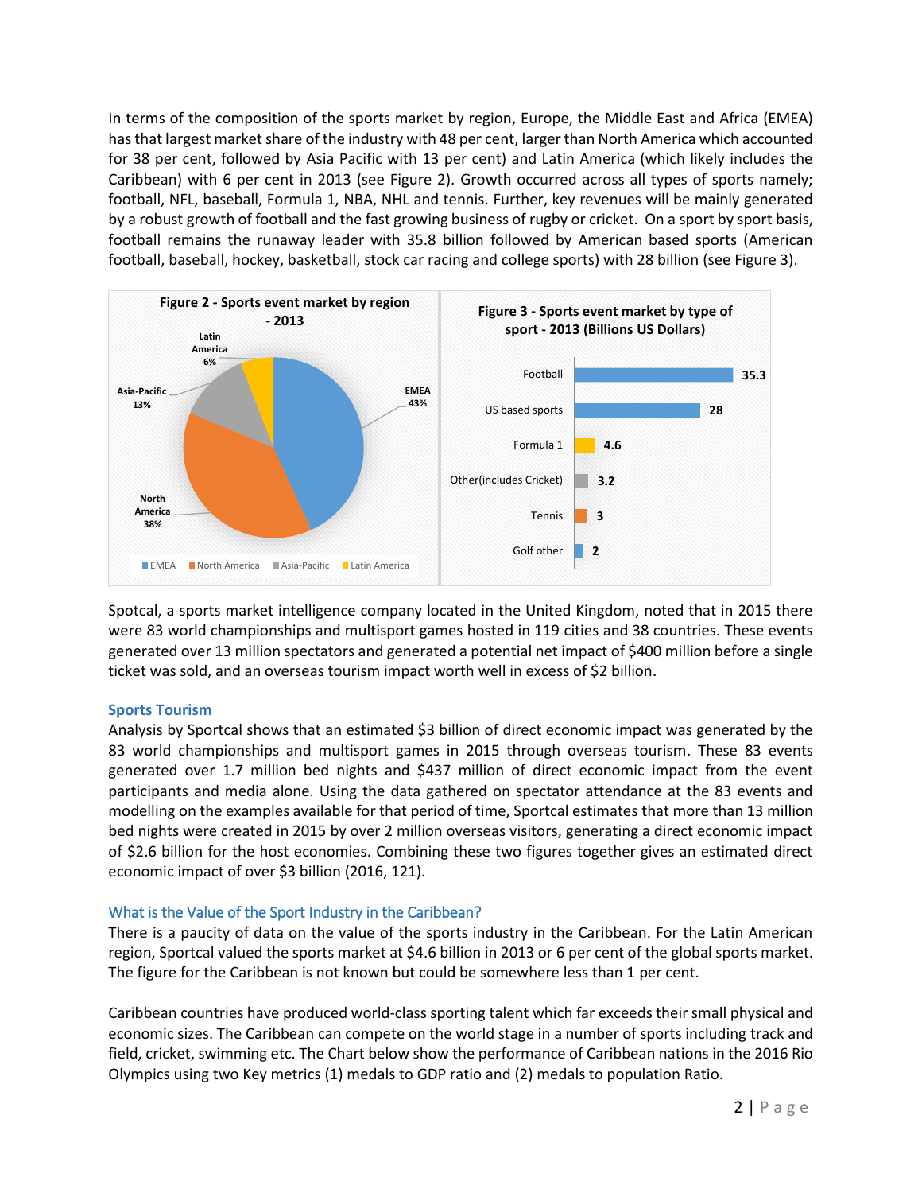In terms of the composition of the sports market by region, Europe, the Middle East and Africa (EMEA) has that largest market share of the industry with 48 per cent, larger than North America which accounted for 38 per cent, followed by Asia Pacific with 13 per cent) and Latin America (which likely includes the Caribbean) with 6 per cent in 2013 (see Figure 2). Growth occurred across all types of sports namely; football, NFL, baseball, Formula 1, NBA, NHL and tennis. Further, key revenues will be mainly generated by a robust growth of football and the fast growing business of rugby or cricket. On a sport by sport basis, football remains the runaway leader with 35.8 billion followed by American based sports (American football, baseball, hockey, basketball, stock car racing and college sports) with 28 billion (see Figure 3).

**Figure 2 - Sports event market by region - 2013**

| Region | Share |
|---|---|
| EMEA | 43% |
| North America | 38% |
| Asia-Pacific | 13% |
| Latin America | 6% |

**Figure 3 - Sports event market by type of sport - 2013 (Billions US Dollars)**

| Sport | Value |
|---|---|
| Football | 35.3 |
| US based sports | 28 |
| Formula 1 | 4.6 |
| Other(includes Cricket) | 3.2 |
| Tennis | 3 |
| Golf other | 2 |

Spotcal, a sports market intelligence company located in the United Kingdom, noted that in 2015 there were 83 world championships and multisport games hosted in 119 cities and 38 countries. These events generated over 13 million spectators and generated a potential net impact of $400 million before a single ticket was sold, and an overseas tourism impact worth well in excess of $2 billion.

### Sports Tourism

Analysis by Sportcal shows that an estimated $3 billion of direct economic impact was generated by the 83 world championships and multisport games in 2015 through overseas tourism. These 83 events generated over 1.7 million bed nights and $437 million of direct economic impact from the event participants and media alone. Using the data gathered on spectator attendance at the 83 events and modelling on the examples available for that period of time, Sportcal estimates that more than 13 million bed nights were created in 2015 by over 2 million overseas visitors, generating a direct economic impact of $2.6 billion for the host economies. Combining these two figures together gives an estimated direct economic impact of over $3 billion (2016, 121).

### What is the Value of the Sport Industry in the Caribbean?

There is a paucity of data on the value of the sports industry in the Caribbean. For the Latin American region, Sportcal valued the sports market at $4.6 billion in 2013 or 6 per cent of the global sports market. The figure for the Caribbean is not known but could be somewhere less than 1 per cent.

Caribbean countries have produced world-class sporting talent which far exceeds their small physical and economic sizes. The Caribbean can compete on the world stage in a number of sports including track and field, cricket, swimming etc. The Chart below show the performance of Caribbean nations in the 2016 Rio Olympics using two Key metrics (1) medals to GDP ratio and (2) medals to population Ratio.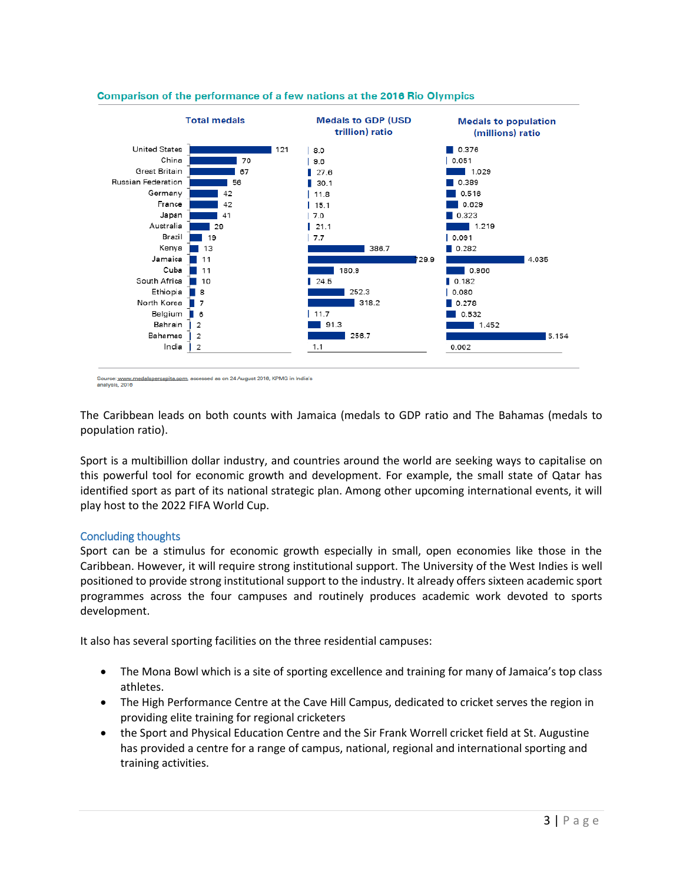**Comparison of the performance of a few nations at the 2016 Rio Olympics**

| | Total medals | Medals to GDP (USD trillion) ratio | Medals to population (millions) ratio |
|---|---|---|---|
| United States | 121 | 8.0 | 0.376 |
| China | 70 | 9.8 | 0.051 |
| Great Britain | 67 | 27.6 | 1.029 |
| Russian Federation | 56 | 30.1 | 0.389 |
| Germany | 42 | 11.8 | 0.516 |
| France | 42 | 15.1 | 0.629 |
| Japan | 41 | 7.0 | 0.323 |
| Australia | 29 | 21.1 | 1.219 |
| Brazil | 19 | 7.7 | 0.091 |
| Kenya | 13 | 386.7 | 0.282 |
| Jamaica | 11 | 729.9 | 4.035 |
| Cuba | 11 | 180.9 | 0.960 |
| South Africa | 10 | 24.5 | 0.182 |
| Ethiopia | 8 | 252.3 | 0.080 |
| North Korea | 7 | 318.2 | 0.278 |
| Belgium | 6 | 11.7 | 0.532 |
| Bahrain | 2 | 91.3 | 1.452 |
| Bahamas | 2 | 256.7 | 5.154 |
| India | 2 | 1.1 | 0.002 |

Source: www.medalspercapita.com, accessed as on 24 August 2016, KPMG in India's analysis, 2016

The Caribbean leads on both counts with Jamaica (medals to GDP ratio and The Bahamas (medals to population ratio).

Sport is a multibillion dollar industry, and countries around the world are seeking ways to capitalise on this powerful tool for economic growth and development. For example, the small state of Qatar has identified sport as part of its national strategic plan. Among other upcoming international events, it will play host to the 2022 FIFA World Cup.

## Concluding thoughts

Sport can be a stimulus for economic growth especially in small, open economies like those in the Caribbean. However, it will require strong institutional support. The University of the West Indies is well positioned to provide strong institutional support to the industry. It already offers sixteen academic sport programmes across the four campuses and routinely produces academic work devoted to sports development.

It also has several sporting facilities on the three residential campuses:

- The Mona Bowl which is a site of sporting excellence and training for many of Jamaica's top class athletes.
- The High Performance Centre at the Cave Hill Campus, dedicated to cricket serves the region in providing elite training for regional cricketers
- the Sport and Physical Education Centre and the Sir Frank Worrell cricket field at St. Augustine has provided a centre for a range of campus, national, regional and international sporting and training activities.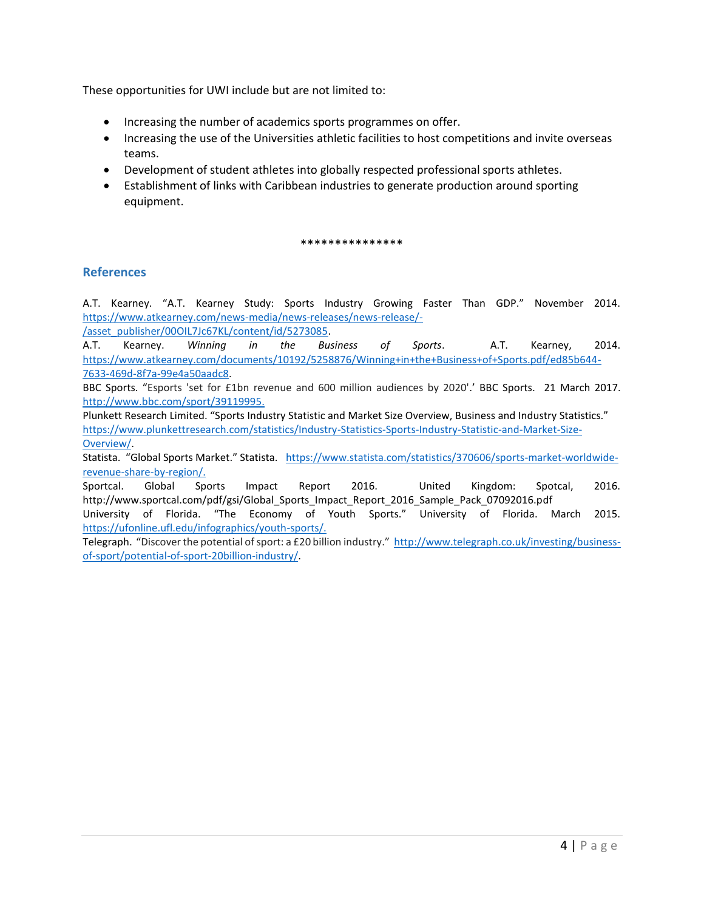These opportunities for UWI include but are not limited to:

- Increasing the number of academics sports programmes on offer.
- Increasing the use of the Universities athletic facilities to host competitions and invite overseas teams.
- Development of student athletes into globally respected professional sports athletes.
- Establishment of links with Caribbean industries to generate production around sporting equipment.

***************

## References

A.T. Kearney. "A.T. Kearney Study: Sports Industry Growing Faster Than GDP." November 2014. https://www.atkearney.com/news-media/news-releases/news-release/-/asset_publisher/00OIL7Jc67KL/content/id/5273085.

A.T. Kearney. *Winning in the Business of Sports*. A.T. Kearney, 2014. https://www.atkearney.com/documents/10192/5258876/Winning+in+the+Business+of+Sports.pdf/ed85b644-7633-469d-8f7a-99e4a50aadc8.

BBC Sports. "Esports 'set for £1bn revenue and 600 million audiences by 2020'.' BBC Sports. 21 March 2017. http://www.bbc.com/sport/39119995.

Plunkett Research Limited. "Sports Industry Statistic and Market Size Overview, Business and Industry Statistics." https://www.plunkettresearch.com/statistics/Industry-Statistics-Sports-Industry-Statistic-and-Market-Size-Overview/.

Statista. "Global Sports Market." Statista. https://www.statista.com/statistics/370606/sports-market-worldwide-revenue-share-by-region/.

Sportcal. Global Sports Impact Report 2016. United Kingdom: Spotcal, 2016. http://www.sportcal.com/pdf/gsi/Global_Sports_Impact_Report_2016_Sample_Pack_07092016.pdf

University of Florida. "The Economy of Youth Sports." University of Florida. March 2015. https://ufonline.ufl.edu/infographics/youth-sports/.

Telegraph. "Discover the potential of sport: a £20 billion industry." http://www.telegraph.co.uk/investing/business-of-sport/potential-of-sport-20billion-industry/.